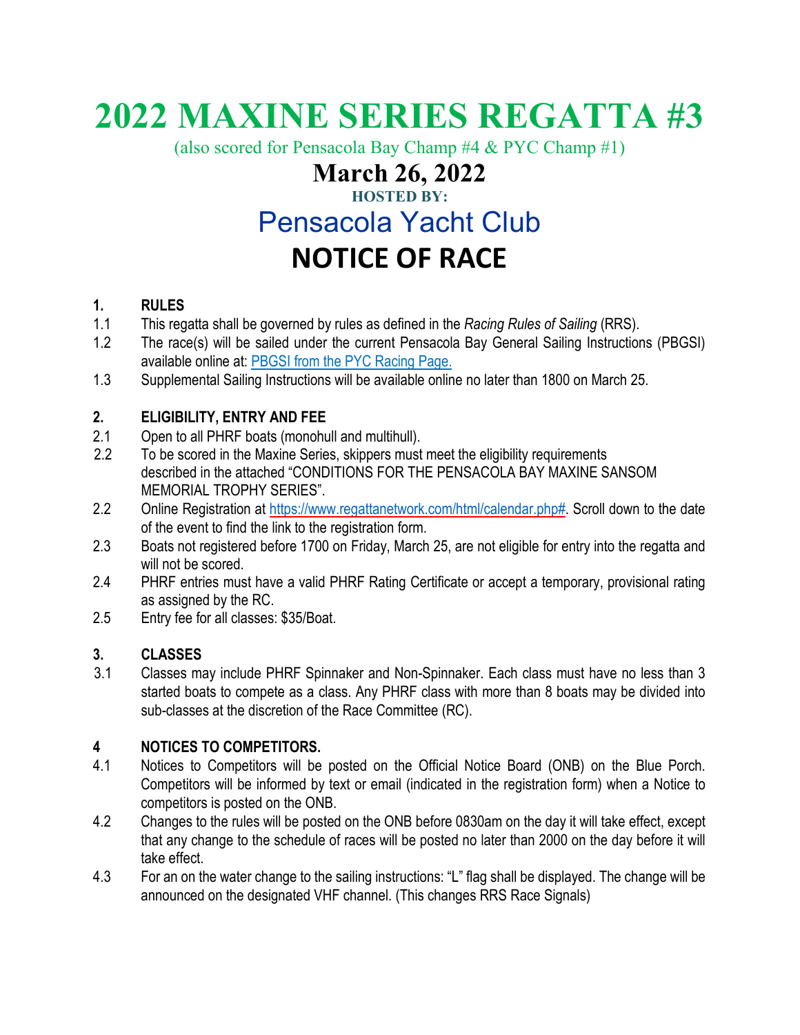# 2022 MAXINE SERIES REGATTA #3

(also scored for Pensacola Bay Champ #4 & PYC Champ #1)

## March 26, 2022

**HOSTED BY:**

## Pensacola Yacht Club

# NOTICE OF RACE

## 1. RULES

1.1 This regatta shall be governed by rules as defined in the *Racing Rules of Sailing* (RRS).

1.2 The race(s) will be sailed under the current Pensacola Bay General Sailing Instructions (PBGSI) available online at: [PBGSI from the PYC Racing Page.]()

1.3 Supplemental Sailing Instructions will be available online no later than 1800 on March 25.

## 2. ELIGIBILITY, ENTRY AND FEE

2.1 Open to all PHRF boats (monohull and multihull).

2.2 To be scored in the Maxine Series, skippers must meet the eligibility requirements described in the attached "CONDITIONS FOR THE PENSACOLA BAY MAXINE SANSOM MEMORIAL TROPHY SERIES".

2.2 Online Registration at https://www.regattanetwork.com/html/calendar.php#. Scroll down to the date of the event to find the link to the registration form.

2.3 Boats not registered before 1700 on Friday, March 25, are not eligible for entry into the regatta and will not be scored.

2.4 PHRF entries must have a valid PHRF Rating Certificate or accept a temporary, provisional rating as assigned by the RC.

2.5 Entry fee for all classes: $35/Boat.

## 3. CLASSES

3.1 Classes may include PHRF Spinnaker and Non-Spinnaker. Each class must have no less than 3 started boats to compete as a class. Any PHRF class with more than 8 boats may be divided into sub-classes at the discretion of the Race Committee (RC).

## 4 NOTICES TO COMPETITORS.

4.1 Notices to Competitors will be posted on the Official Notice Board (ONB) on the Blue Porch. Competitors will be informed by text or email (indicated in the registration form) when a Notice to competitors is posted on the ONB.

4.2 Changes to the rules will be posted on the ONB before 0830am on the day it will take effect, except that any change to the schedule of races will be posted no later than 2000 on the day before it will take effect.

4.3 For an on the water change to the sailing instructions: "L" flag shall be displayed. The change will be announced on the designated VHF channel. (This changes RRS Race Signals)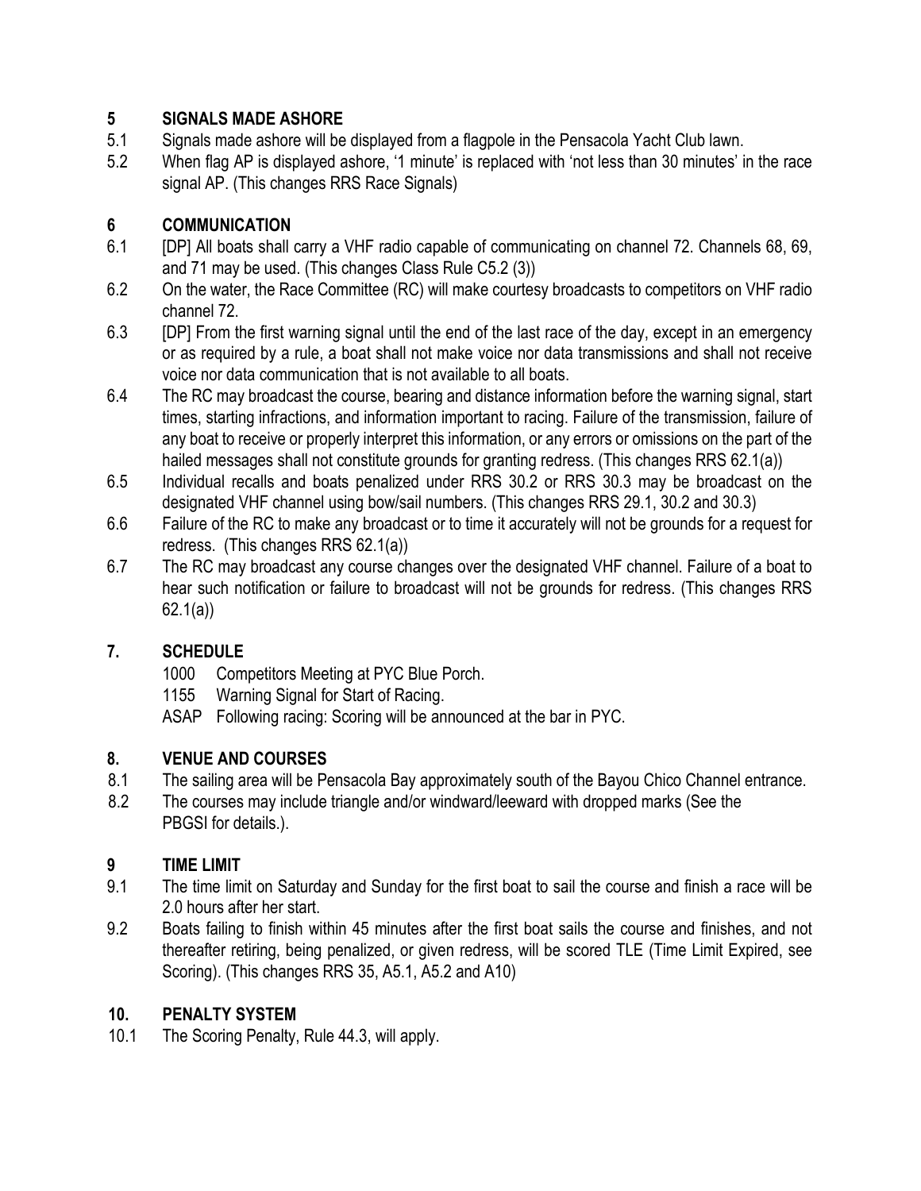## 5 SIGNALS MADE ASHORE

5.1 Signals made ashore will be displayed from a flagpole in the Pensacola Yacht Club lawn.

5.2 When flag AP is displayed ashore, '1 minute' is replaced with 'not less than 30 minutes' in the race signal AP. (This changes RRS Race Signals)

## 6 COMMUNICATION

6.1 [DP] All boats shall carry a VHF radio capable of communicating on channel 72. Channels 68, 69, and 71 may be used. (This changes Class Rule C5.2 (3))

6.2 On the water, the Race Committee (RC) will make courtesy broadcasts to competitors on VHF radio channel 72.

6.3 [DP] From the first warning signal until the end of the last race of the day, except in an emergency or as required by a rule, a boat shall not make voice nor data transmissions and shall not receive voice nor data communication that is not available to all boats.

6.4 The RC may broadcast the course, bearing and distance information before the warning signal, start times, starting infractions, and information important to racing. Failure of the transmission, failure of any boat to receive or properly interpret this information, or any errors or omissions on the part of the hailed messages shall not constitute grounds for granting redress. (This changes RRS 62.1(a))

6.5 Individual recalls and boats penalized under RRS 30.2 or RRS 30.3 may be broadcast on the designated VHF channel using bow/sail numbers. (This changes RRS 29.1, 30.2 and 30.3)

6.6 Failure of the RC to make any broadcast or to time it accurately will not be grounds for a request for redress. (This changes RRS 62.1(a))

6.7 The RC may broadcast any course changes over the designated VHF channel. Failure of a boat to hear such notification or failure to broadcast will not be grounds for redress. (This changes RRS 62.1(a))

## 7. SCHEDULE

1000 Competitors Meeting at PYC Blue Porch.

1155 Warning Signal for Start of Racing.

ASAP Following racing: Scoring will be announced at the bar in PYC.

## 8. VENUE AND COURSES

8.1 The sailing area will be Pensacola Bay approximately south of the Bayou Chico Channel entrance.

8.2 The courses may include triangle and/or windward/leeward with dropped marks (See the PBGSI for details.).

## 9 TIME LIMIT

9.1 The time limit on Saturday and Sunday for the first boat to sail the course and finish a race will be 2.0 hours after her start.

9.2 Boats failing to finish within 45 minutes after the first boat sails the course and finishes, and not thereafter retiring, being penalized, or given redress, will be scored TLE (Time Limit Expired, see Scoring). (This changes RRS 35, A5.1, A5.2 and A10)

## 10. PENALTY SYSTEM

10.1 The Scoring Penalty, Rule 44.3, will apply.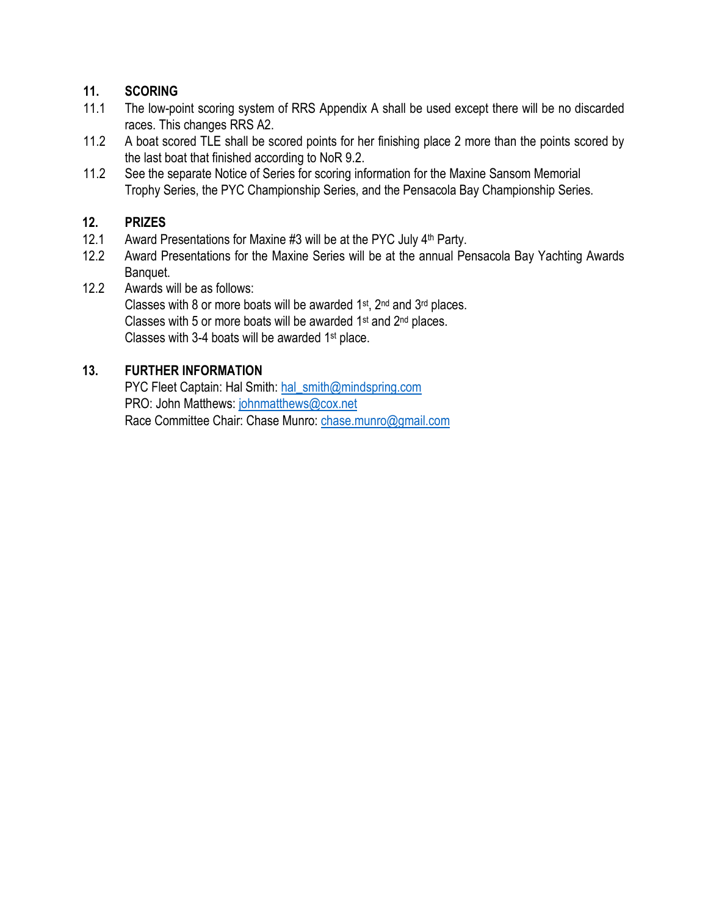## 11. SCORING

11.1 The low-point scoring system of RRS Appendix A shall be used except there will be no discarded races. This changes RRS A2.

11.2 A boat scored TLE shall be scored points for her finishing place 2 more than the points scored by the last boat that finished according to NoR 9.2.

11.2 See the separate Notice of Series for scoring information for the Maxine Sansom Memorial Trophy Series, the PYC Championship Series, and the Pensacola Bay Championship Series.

## 12. PRIZES

12.1 Award Presentations for Maxine #3 will be at the PYC July 4th Party.

12.2 Award Presentations for the Maxine Series will be at the annual Pensacola Bay Yachting Awards Banquet.

12.2 Awards will be as follows:
Classes with 8 or more boats will be awarded 1st, 2nd and 3rd places.
Classes with 5 or more boats will be awarded 1st and 2nd places.
Classes with 3-4 boats will be awarded 1st place.

## 13. FURTHER INFORMATION

PYC Fleet Captain: Hal Smith: hal_smith@mindspring.com
PRO: John Matthews: johnmatthews@cox.net
Race Committee Chair: Chase Munro: chase.munro@gmail.com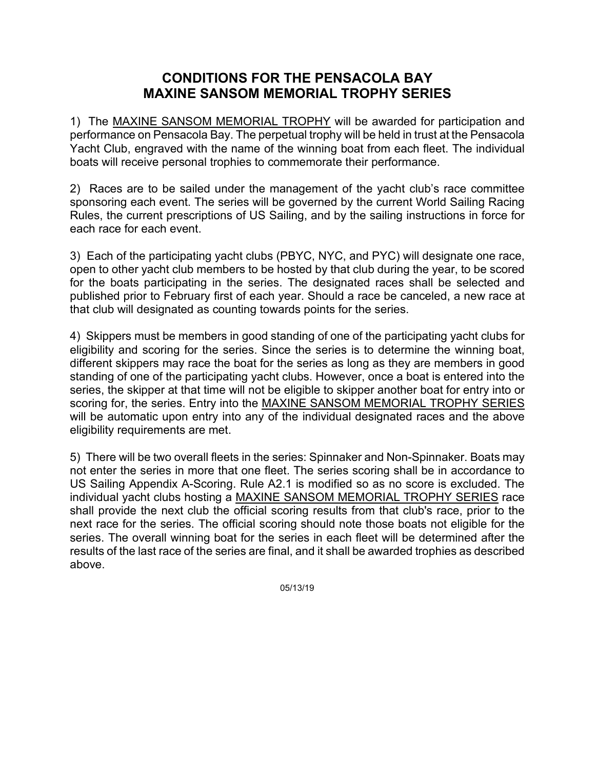# CONDITIONS FOR THE PENSACOLA BAY
# MAXINE SANSOM MEMORIAL TROPHY SERIES

1) The MAXINE SANSOM MEMORIAL TROPHY will be awarded for participation and performance on Pensacola Bay. The perpetual trophy will be held in trust at the Pensacola Yacht Club, engraved with the name of the winning boat from each fleet. The individual boats will receive personal trophies to commemorate their performance.

2) Races are to be sailed under the management of the yacht club's race committee sponsoring each event. The series will be governed by the current World Sailing Racing Rules, the current prescriptions of US Sailing, and by the sailing instructions in force for each race for each event.

3) Each of the participating yacht clubs (PBYC, NYC, and PYC) will designate one race, open to other yacht club members to be hosted by that club during the year, to be scored for the boats participating in the series. The designated races shall be selected and published prior to February first of each year. Should a race be canceled, a new race at that club will designated as counting towards points for the series.

4) Skippers must be members in good standing of one of the participating yacht clubs for eligibility and scoring for the series. Since the series is to determine the winning boat, different skippers may race the boat for the series as long as they are members in good standing of one of the participating yacht clubs. However, once a boat is entered into the series, the skipper at that time will not be eligible to skipper another boat for entry into or scoring for, the series. Entry into the MAXINE SANSOM MEMORIAL TROPHY SERIES will be automatic upon entry into any of the individual designated races and the above eligibility requirements are met.

5) There will be two overall fleets in the series: Spinnaker and Non-Spinnaker. Boats may not enter the series in more that one fleet. The series scoring shall be in accordance to US Sailing Appendix A-Scoring. Rule A2.1 is modified so as no score is excluded. The individual yacht clubs hosting a MAXINE SANSOM MEMORIAL TROPHY SERIES race shall provide the next club the official scoring results from that club's race, prior to the next race for the series. The official scoring should note those boats not eligible for the series. The overall winning boat for the series in each fleet will be determined after the results of the last race of the series are final, and it shall be awarded trophies as described above.

05/13/19